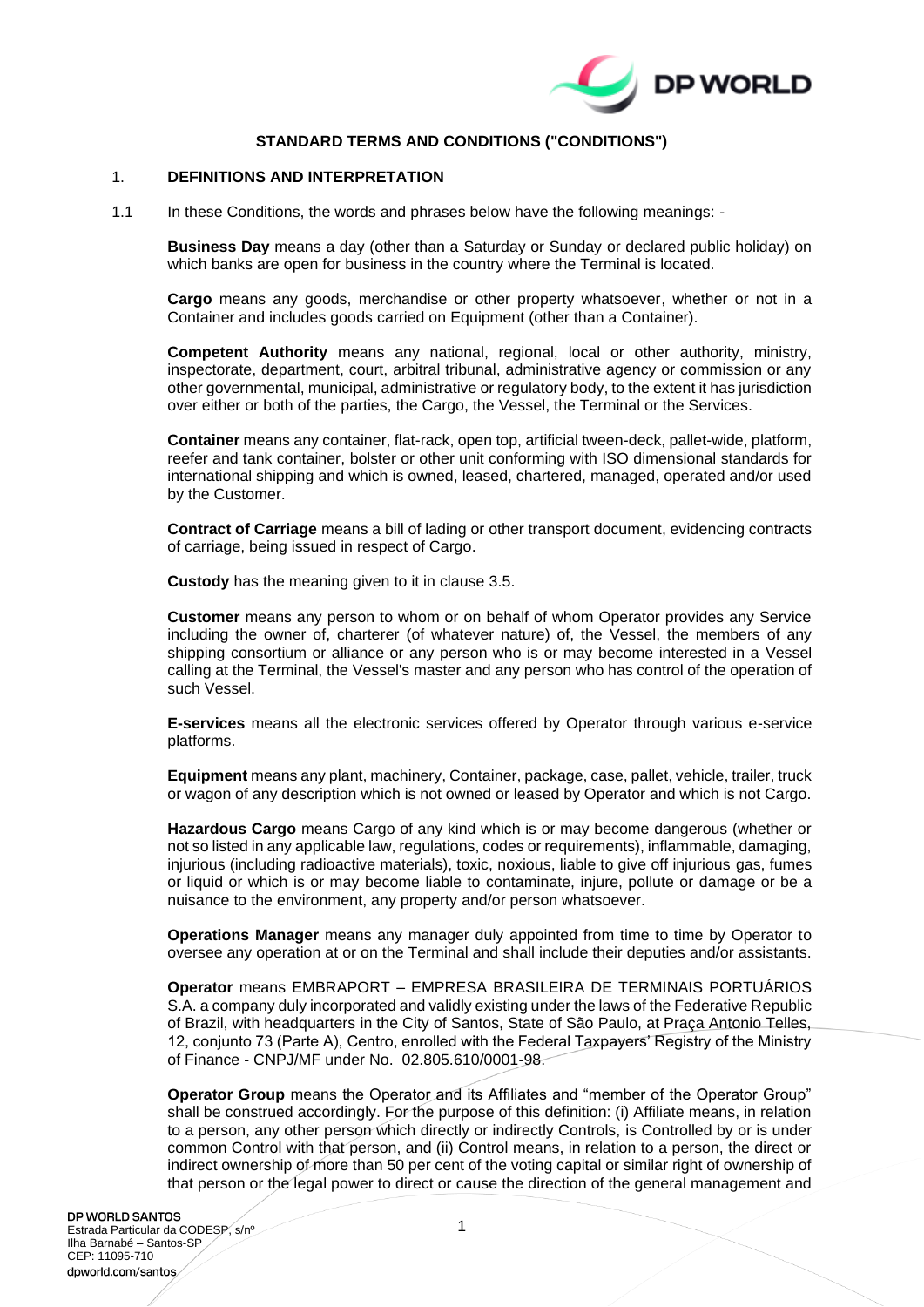## STANDARD TERMS AND CONDITIONS ("CONDITIONS")

### 1. DEFINITIONS AND INTERPRETATION

1.1 In these Conditions, the words and phrases below have the following meanings: -

**Business Day** means a day (other than a Saturday or Sunday or declared public holiday) on which banks are open for business in the country where the Terminal is located.

**Cargo** means any goods, merchandise or other property whatsoever, whether or not in a Container and includes goods carried on Equipment (other than a Container).

**Competent Authority** means any national, regional, local or other authority, ministry, inspectorate, department, court, arbitral tribunal, administrative agency or commission or any other governmental, municipal, administrative or regulatory body, to the extent it has jurisdiction over either or both of the parties, the Cargo, the Vessel, the Terminal or the Services.

**Container** means any container, flat-rack, open top, artificial tween-deck, pallet-wide, platform, reefer and tank container, bolster or other unit conforming with ISO dimensional standards for international shipping and which is owned, leased, chartered, managed, operated and/or used by the Customer.

**Contract of Carriage** means a bill of lading or other transport document, evidencing contracts of carriage, being issued in respect of Cargo.

**Custody** has the meaning given to it in clause 3.5.

**Customer** means any person to whom or on behalf of whom Operator provides any Service including the owner of, charterer (of whatever nature) of, the Vessel, the members of any shipping consortium or alliance or any person who is or may become interested in a Vessel calling at the Terminal, the Vessel's master and any person who has control of the operation of such Vessel.

**E-services** means all the electronic services offered by Operator through various e-service platforms.

**Equipment** means any plant, machinery, Container, package, case, pallet, vehicle, trailer, truck or wagon of any description which is not owned or leased by Operator and which is not Cargo.

**Hazardous Cargo** means Cargo of any kind which is or may become dangerous (whether or not so listed in any applicable law, regulations, codes or requirements), inflammable, damaging, injurious (including radioactive materials), toxic, noxious, liable to give off injurious gas, fumes or liquid or which is or may become liable to contaminate, injure, pollute or damage or be a nuisance to the environment, any property and/or person whatsoever.

**Operations Manager** means any manager duly appointed from time to time by Operator to oversee any operation at or on the Terminal and shall include their deputies and/or assistants.

**Operator** means EMBRAPORT – EMPRESA BRASILEIRA DE TERMINAIS PORTUÁRIOS S.A. a company duly incorporated and validly existing under the laws of the Federative Republic of Brazil, with headquarters in the City of Santos, State of São Paulo, at Praça Antonio Telles, 12, conjunto 73 (Parte A), Centro, enrolled with the Federal Taxpayers' Registry of the Ministry of Finance - CNPJ/MF under No. 02.805.610/0001-98.

**Operator Group** means the Operator and its Affiliates and "member of the Operator Group" shall be construed accordingly. For the purpose of this definition: (i) Affiliate means, in relation to a person, any other person which directly or indirectly Controls, is Controlled by or is under common Control with that person, and (ii) Control means, in relation to a person, the direct or indirect ownership of more than 50 per cent of the voting capital or similar right of ownership of that person or the legal power to direct or cause the direction of the general management and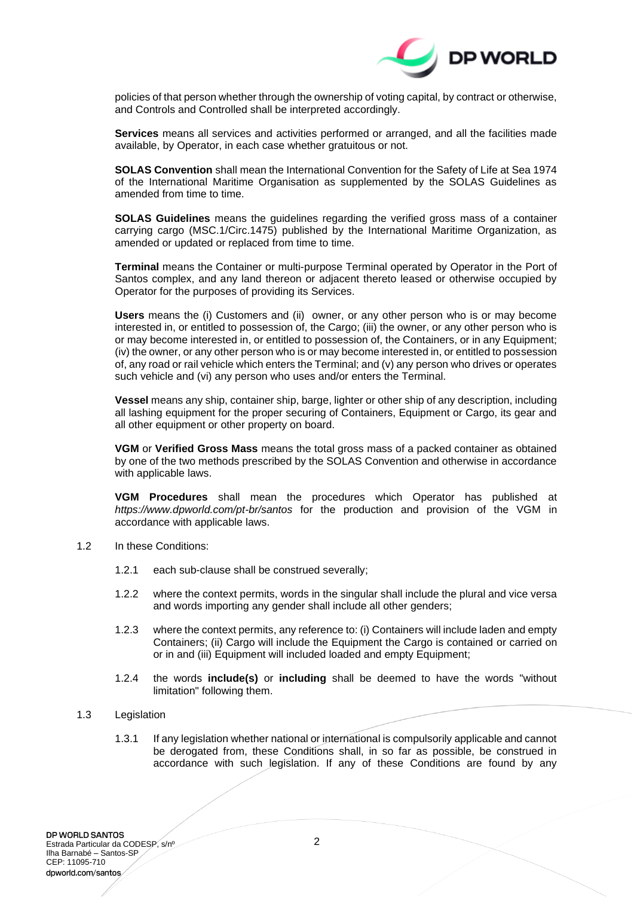policies of that person whether through the ownership of voting capital, by contract or otherwise, and Controls and Controlled shall be interpreted accordingly.

**Services** means all services and activities performed or arranged, and all the facilities made available, by Operator, in each case whether gratuitous or not.

**SOLAS Convention** shall mean the International Convention for the Safety of Life at Sea 1974 of the International Maritime Organisation as supplemented by the SOLAS Guidelines as amended from time to time.

**SOLAS Guidelines** means the guidelines regarding the verified gross mass of a container carrying cargo (MSC.1/Circ.1475) published by the International Maritime Organization, as amended or updated or replaced from time to time.

**Terminal** means the Container or multi-purpose Terminal operated by Operator in the Port of Santos complex, and any land thereon or adjacent thereto leased or otherwise occupied by Operator for the purposes of providing its Services.

**Users** means the (i) Customers and (ii) owner, or any other person who is or may become interested in, or entitled to possession of, the Cargo; (iii) the owner, or any other person who is or may become interested in, or entitled to possession of, the Containers, or in any Equipment; (iv) the owner, or any other person who is or may become interested in, or entitled to possession of, any road or rail vehicle which enters the Terminal; and (v) any person who drives or operates such vehicle and (vi) any person who uses and/or enters the Terminal.

**Vessel** means any ship, container ship, barge, lighter or other ship of any description, including all lashing equipment for the proper securing of Containers, Equipment or Cargo, its gear and all other equipment or other property on board.

**VGM** or **Verified Gross Mass** means the total gross mass of a packed container as obtained by one of the two methods prescribed by the SOLAS Convention and otherwise in accordance with applicable laws.

**VGM Procedures** shall mean the procedures which Operator has published at *https://www.dpworld.com/pt-br/santos* for the production and provision of the VGM in accordance with applicable laws.

1.2 In these Conditions:

1.2.1 each sub-clause shall be construed severally;

1.2.2 where the context permits, words in the singular shall include the plural and vice versa and words importing any gender shall include all other genders;

1.2.3 where the context permits, any reference to: (i) Containers will include laden and empty Containers; (ii) Cargo will include the Equipment the Cargo is contained or carried on or in and (iii) Equipment will included loaded and empty Equipment;

1.2.4 the words **include(s)** or **including** shall be deemed to have the words "without limitation" following them.

1.3 Legislation

1.3.1 If any legislation whether national or international is compulsorily applicable and cannot be derogated from, these Conditions shall, in so far as possible, be construed in accordance with such legislation. If any of these Conditions are found by any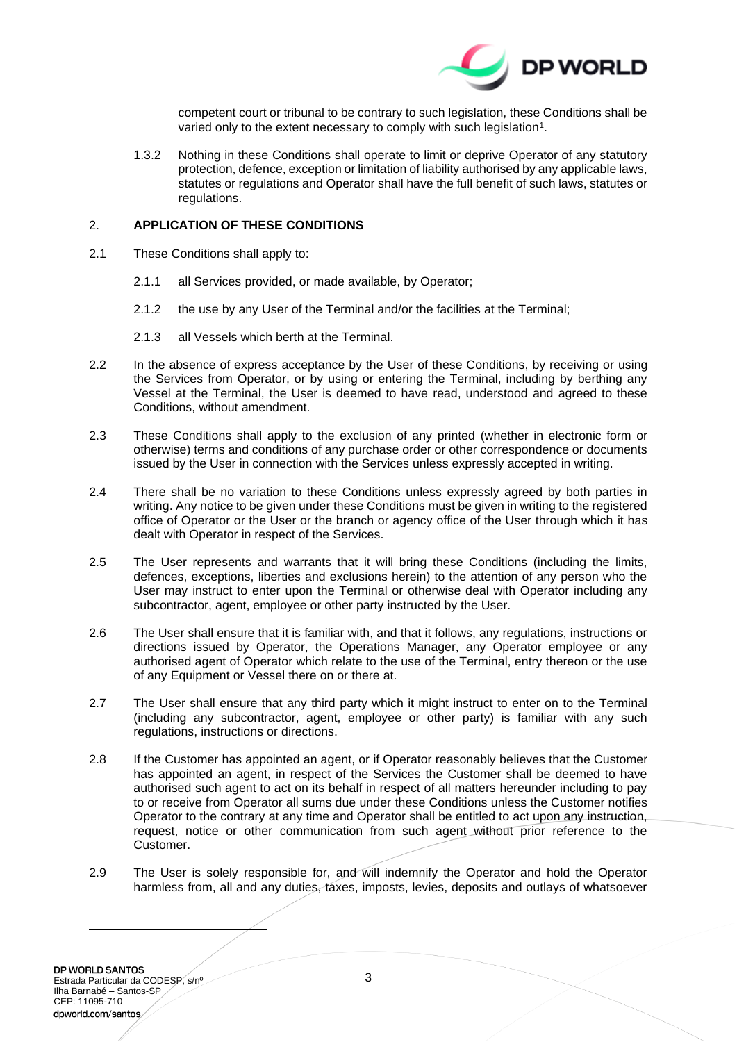competent court or tribunal to be contrary to such legislation, these Conditions shall be varied only to the extent necessary to comply with such legislation[1].

1.3.2 Nothing in these Conditions shall operate to limit or deprive Operator of any statutory protection, defence, exception or limitation of liability authorised by any applicable laws, statutes or regulations and Operator shall have the full benefit of such laws, statutes or regulations.

## 2. APPLICATION OF THESE CONDITIONS

2.1 These Conditions shall apply to:

2.1.1 all Services provided, or made available, by Operator;

2.1.2 the use by any User of the Terminal and/or the facilities at the Terminal;

2.1.3 all Vessels which berth at the Terminal.

2.2 In the absence of express acceptance by the User of these Conditions, by receiving or using the Services from Operator, or by using or entering the Terminal, including by berthing any Vessel at the Terminal, the User is deemed to have read, understood and agreed to these Conditions, without amendment.

2.3 These Conditions shall apply to the exclusion of any printed (whether in electronic form or otherwise) terms and conditions of any purchase order or other correspondence or documents issued by the User in connection with the Services unless expressly accepted in writing.

2.4 There shall be no variation to these Conditions unless expressly agreed by both parties in writing. Any notice to be given under these Conditions must be given in writing to the registered office of Operator or the User or the branch or agency office of the User through which it has dealt with Operator in respect of the Services.

2.5 The User represents and warrants that it will bring these Conditions (including the limits, defences, exceptions, liberties and exclusions herein) to the attention of any person who the User may instruct to enter upon the Terminal or otherwise deal with Operator including any subcontractor, agent, employee or other party instructed by the User.

2.6 The User shall ensure that it is familiar with, and that it follows, any regulations, instructions or directions issued by Operator, the Operations Manager, any Operator employee or any authorised agent of Operator which relate to the use of the Terminal, entry thereon or the use of any Equipment or Vessel there on or there at.

2.7 The User shall ensure that any third party which it might instruct to enter on to the Terminal (including any subcontractor, agent, employee or other party) is familiar with any such regulations, instructions or directions.

2.8 If the Customer has appointed an agent, or if Operator reasonably believes that the Customer has appointed an agent, in respect of the Services the Customer shall be deemed to have authorised such agent to act on its behalf in respect of all matters hereunder including to pay to or receive from Operator all sums due under these Conditions unless the Customer notifies Operator to the contrary at any time and Operator shall be entitled to act upon any instruction, request, notice or other communication from such agent without prior reference to the Customer.

2.9 The User is solely responsible for, and will indemnify the Operator and hold the Operator harmless from, all and any duties, taxes, imposts, levies, deposits and outlays of whatsoever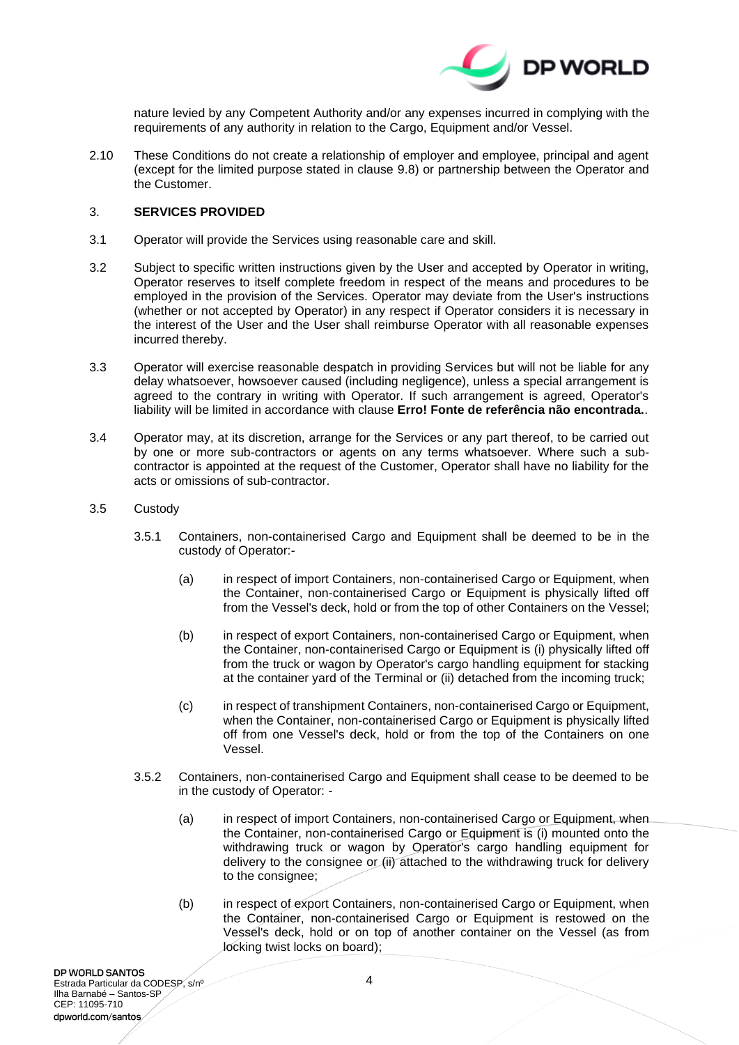nature levied by any Competent Authority and/or any expenses incurred in complying with the requirements of any authority in relation to the Cargo, Equipment and/or Vessel.

2.10 These Conditions do not create a relationship of employer and employee, principal and agent (except for the limited purpose stated in clause 9.8) or partnership between the Operator and the Customer.

## 3. SERVICES PROVIDED

3.1 Operator will provide the Services using reasonable care and skill.

3.2 Subject to specific written instructions given by the User and accepted by Operator in writing, Operator reserves to itself complete freedom in respect of the means and procedures to be employed in the provision of the Services. Operator may deviate from the User's instructions (whether or not accepted by Operator) in any respect if Operator considers it is necessary in the interest of the User and the User shall reimburse Operator with all reasonable expenses incurred thereby.

3.3 Operator will exercise reasonable despatch in providing Services but will not be liable for any delay whatsoever, howsoever caused (including negligence), unless a special arrangement is agreed to the contrary in writing with Operator. If such arrangement is agreed, Operator's liability will be limited in accordance with clause **Erro! Fonte de referência não encontrada.**.

3.4 Operator may, at its discretion, arrange for the Services or any part thereof, to be carried out by one or more sub-contractors or agents on any terms whatsoever. Where such a sub-contractor is appointed at the request of the Customer, Operator shall have no liability for the acts or omissions of sub-contractor.

3.5 Custody

3.5.1 Containers, non-containerised Cargo and Equipment shall be deemed to be in the custody of Operator:-

(a) in respect of import Containers, non-containerised Cargo or Equipment, when the Container, non-containerised Cargo or Equipment is physically lifted off from the Vessel's deck, hold or from the top of other Containers on the Vessel;

(b) in respect of export Containers, non-containerised Cargo or Equipment, when the Container, non-containerised Cargo or Equipment is (i) physically lifted off from the truck or wagon by Operator's cargo handling equipment for stacking at the container yard of the Terminal or (ii) detached from the incoming truck;

(c) in respect of transhipment Containers, non-containerised Cargo or Equipment, when the Container, non-containerised Cargo or Equipment is physically lifted off from one Vessel's deck, hold or from the top of the Containers on one Vessel.

3.5.2 Containers, non-containerised Cargo and Equipment shall cease to be deemed to be in the custody of Operator: -

(a) in respect of import Containers, non-containerised Cargo or Equipment, when the Container, non-containerised Cargo or Equipment is (i) mounted onto the withdrawing truck or wagon by Operator's cargo handling equipment for delivery to the consignee or (ii) attached to the withdrawing truck for delivery to the consignee;

(b) in respect of export Containers, non-containerised Cargo or Equipment, when the Container, non-containerised Cargo or Equipment is restowed on the Vessel's deck, hold or on top of another container on the Vessel (as from locking twist locks on board);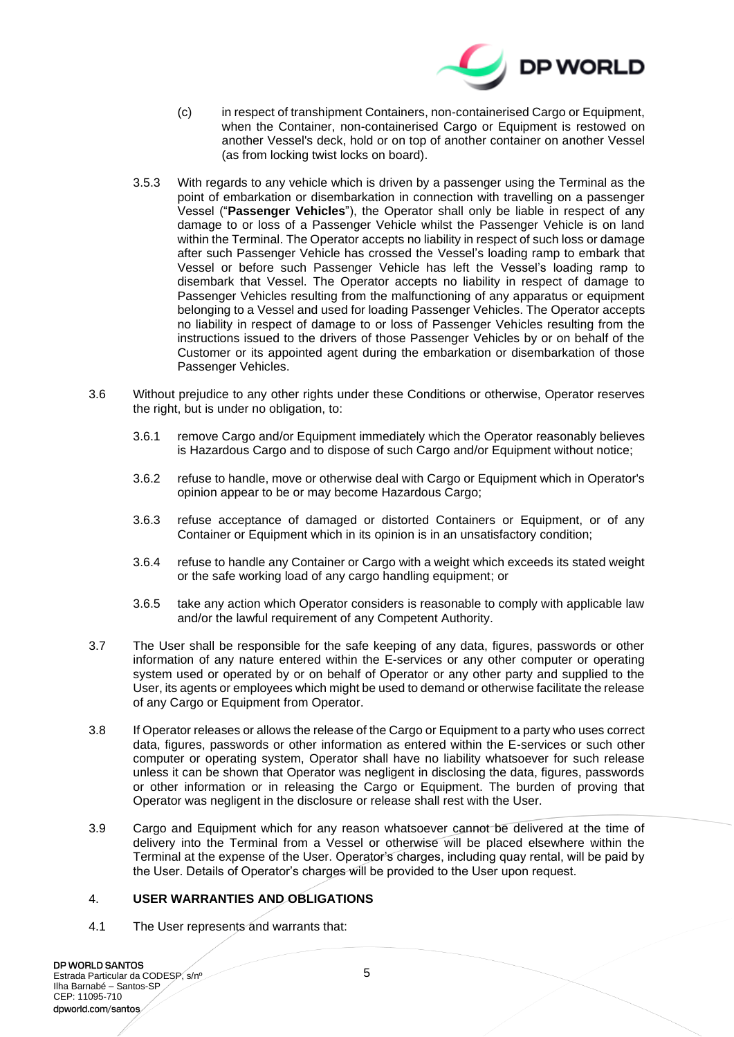(c) in respect of transhipment Containers, non-containerised Cargo or Equipment, when the Container, non-containerised Cargo or Equipment is restowed on another Vessel's deck, hold or on top of another container on another Vessel (as from locking twist locks on board).

3.5.3 With regards to any vehicle which is driven by a passenger using the Terminal as the point of embarkation or disembarkation in connection with travelling on a passenger Vessel ("**Passenger Vehicles**"), the Operator shall only be liable in respect of any damage to or loss of a Passenger Vehicle whilst the Passenger Vehicle is on land within the Terminal. The Operator accepts no liability in respect of such loss or damage after such Passenger Vehicle has crossed the Vessel's loading ramp to embark that Vessel or before such Passenger Vehicle has left the Vessel's loading ramp to disembark that Vessel. The Operator accepts no liability in respect of damage to Passenger Vehicles resulting from the malfunctioning of any apparatus or equipment belonging to a Vessel and used for loading Passenger Vehicles. The Operator accepts no liability in respect of damage to or loss of Passenger Vehicles resulting from the instructions issued to the drivers of those Passenger Vehicles by or on behalf of the Customer or its appointed agent during the embarkation or disembarkation of those Passenger Vehicles.

3.6 Without prejudice to any other rights under these Conditions or otherwise, Operator reserves the right, but is under no obligation, to:

3.6.1 remove Cargo and/or Equipment immediately which the Operator reasonably believes is Hazardous Cargo and to dispose of such Cargo and/or Equipment without notice;

3.6.2 refuse to handle, move or otherwise deal with Cargo or Equipment which in Operator's opinion appear to be or may become Hazardous Cargo;

3.6.3 refuse acceptance of damaged or distorted Containers or Equipment, or of any Container or Equipment which in its opinion is in an unsatisfactory condition;

3.6.4 refuse to handle any Container or Cargo with a weight which exceeds its stated weight or the safe working load of any cargo handling equipment; or

3.6.5 take any action which Operator considers is reasonable to comply with applicable law and/or the lawful requirement of any Competent Authority.

3.7 The User shall be responsible for the safe keeping of any data, figures, passwords or other information of any nature entered within the E-services or any other computer or operating system used or operated by or on behalf of Operator or any other party and supplied to the User, its agents or employees which might be used to demand or otherwise facilitate the release of any Cargo or Equipment from Operator.

3.8 If Operator releases or allows the release of the Cargo or Equipment to a party who uses correct data, figures, passwords or other information as entered within the E-services or such other computer or operating system, Operator shall have no liability whatsoever for such release unless it can be shown that Operator was negligent in disclosing the data, figures, passwords or other information or in releasing the Cargo or Equipment. The burden of proving that Operator was negligent in the disclosure or release shall rest with the User.

3.9 Cargo and Equipment which for any reason whatsoever cannot be delivered at the time of delivery into the Terminal from a Vessel or otherwise will be placed elsewhere within the Terminal at the expense of the User. Operator's charges, including quay rental, will be paid by the User. Details of Operator's charges will be provided to the User upon request.

## 4. USER WARRANTIES AND OBLIGATIONS

4.1 The User represents and warrants that: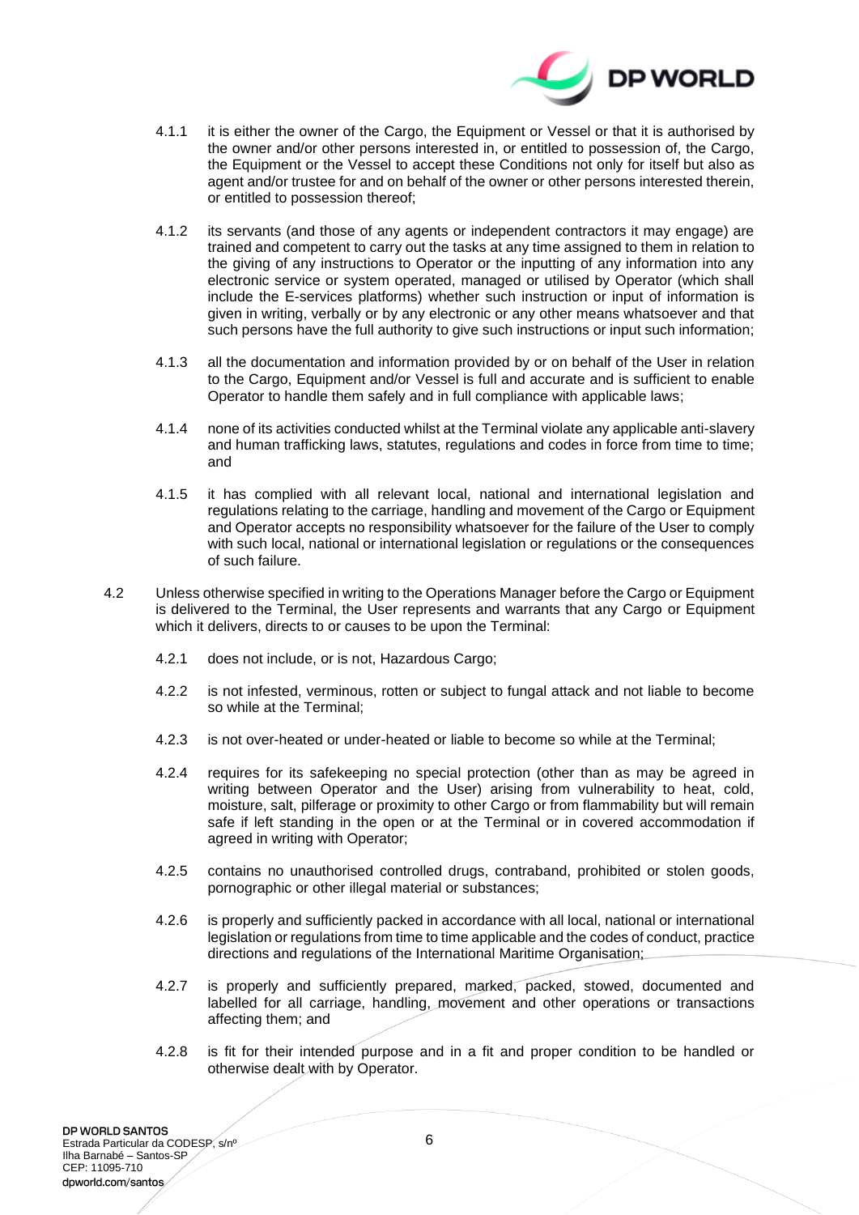4.1.1 it is either the owner of the Cargo, the Equipment or Vessel or that it is authorised by the owner and/or other persons interested in, or entitled to possession of, the Cargo, the Equipment or the Vessel to accept these Conditions not only for itself but also as agent and/or trustee for and on behalf of the owner or other persons interested therein, or entitled to possession thereof;

4.1.2 its servants (and those of any agents or independent contractors it may engage) are trained and competent to carry out the tasks at any time assigned to them in relation to the giving of any instructions to Operator or the inputting of any information into any electronic service or system operated, managed or utilised by Operator (which shall include the E-services platforms) whether such instruction or input of information is given in writing, verbally or by any electronic or any other means whatsoever and that such persons have the full authority to give such instructions or input such information;

4.1.3 all the documentation and information provided by or on behalf of the User in relation to the Cargo, Equipment and/or Vessel is full and accurate and is sufficient to enable Operator to handle them safely and in full compliance with applicable laws;

4.1.4 none of its activities conducted whilst at the Terminal violate any applicable anti-slavery and human trafficking laws, statutes, regulations and codes in force from time to time; and

4.1.5 it has complied with all relevant local, national and international legislation and regulations relating to the carriage, handling and movement of the Cargo or Equipment and Operator accepts no responsibility whatsoever for the failure of the User to comply with such local, national or international legislation or regulations or the consequences of such failure.

4.2 Unless otherwise specified in writing to the Operations Manager before the Cargo or Equipment is delivered to the Terminal, the User represents and warrants that any Cargo or Equipment which it delivers, directs to or causes to be upon the Terminal:

4.2.1 does not include, or is not, Hazardous Cargo;

4.2.2 is not infested, verminous, rotten or subject to fungal attack and not liable to become so while at the Terminal;

4.2.3 is not over-heated or under-heated or liable to become so while at the Terminal;

4.2.4 requires for its safekeeping no special protection (other than as may be agreed in writing between Operator and the User) arising from vulnerability to heat, cold, moisture, salt, pilferage or proximity to other Cargo or from flammability but will remain safe if left standing in the open or at the Terminal or in covered accommodation if agreed in writing with Operator;

4.2.5 contains no unauthorised controlled drugs, contraband, prohibited or stolen goods, pornographic or other illegal material or substances;

4.2.6 is properly and sufficiently packed in accordance with all local, national or international legislation or regulations from time to time applicable and the codes of conduct, practice directions and regulations of the International Maritime Organisation;

4.2.7 is properly and sufficiently prepared, marked, packed, stowed, documented and labelled for all carriage, handling, movement and other operations or transactions affecting them; and

4.2.8 is fit for their intended purpose and in a fit and proper condition to be handled or otherwise dealt with by Operator.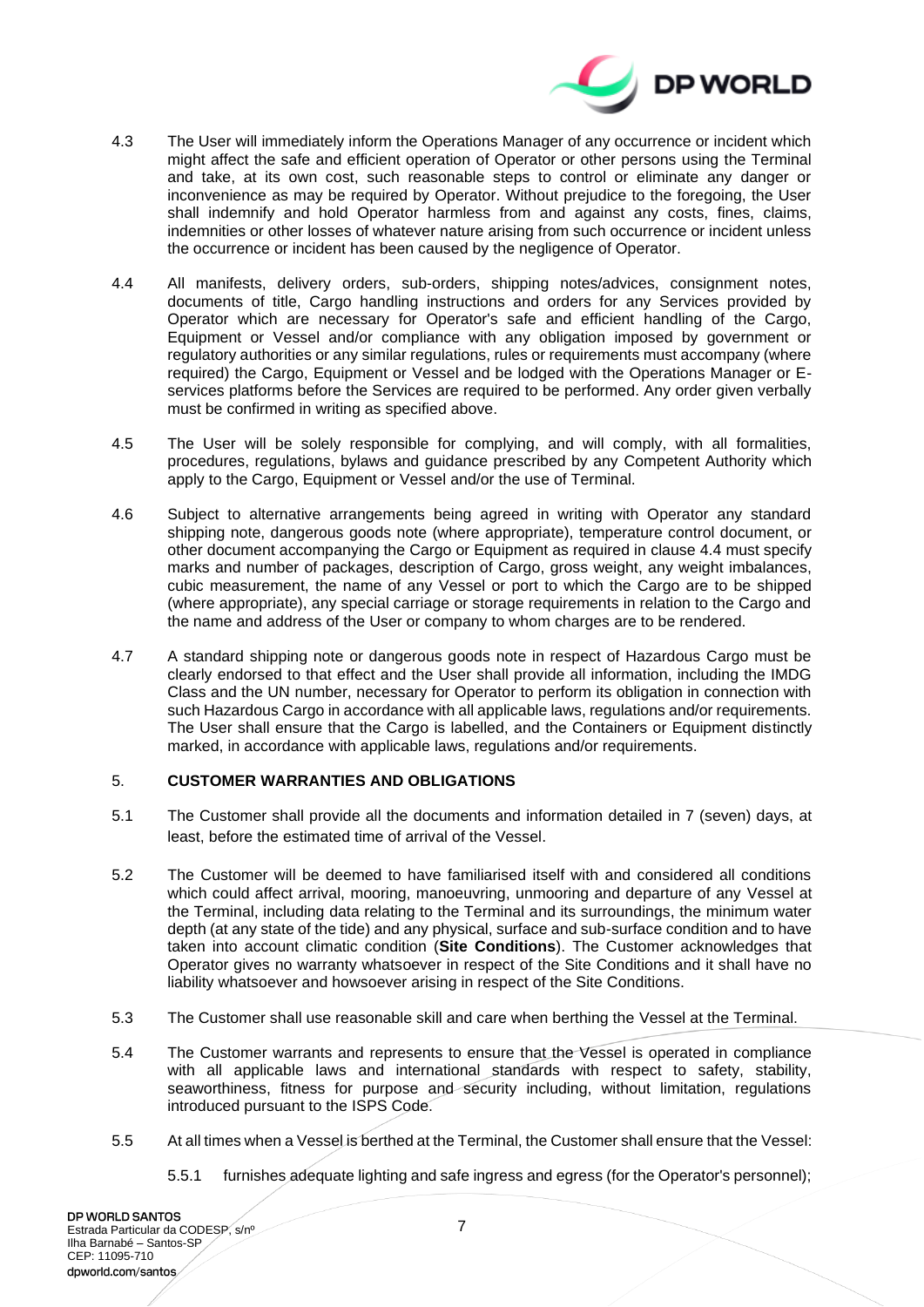4.3 The User will immediately inform the Operations Manager of any occurrence or incident which might affect the safe and efficient operation of Operator or other persons using the Terminal and take, at its own cost, such reasonable steps to control or eliminate any danger or inconvenience as may be required by Operator. Without prejudice to the foregoing, the User shall indemnify and hold Operator harmless from and against any costs, fines, claims, indemnities or other losses of whatever nature arising from such occurrence or incident unless the occurrence or incident has been caused by the negligence of Operator.

4.4 All manifests, delivery orders, sub-orders, shipping notes/advices, consignment notes, documents of title, Cargo handling instructions and orders for any Services provided by Operator which are necessary for Operator's safe and efficient handling of the Cargo, Equipment or Vessel and/or compliance with any obligation imposed by government or regulatory authorities or any similar regulations, rules or requirements must accompany (where required) the Cargo, Equipment or Vessel and be lodged with the Operations Manager or E-services platforms before the Services are required to be performed. Any order given verbally must be confirmed in writing as specified above.

4.5 The User will be solely responsible for complying, and will comply, with all formalities, procedures, regulations, bylaws and guidance prescribed by any Competent Authority which apply to the Cargo, Equipment or Vessel and/or the use of Terminal.

4.6 Subject to alternative arrangements being agreed in writing with Operator any standard shipping note, dangerous goods note (where appropriate), temperature control document, or other document accompanying the Cargo or Equipment as required in clause 4.4 must specify marks and number of packages, description of Cargo, gross weight, any weight imbalances, cubic measurement, the name of any Vessel or port to which the Cargo are to be shipped (where appropriate), any special carriage or storage requirements in relation to the Cargo and the name and address of the User or company to whom charges are to be rendered.

4.7 A standard shipping note or dangerous goods note in respect of Hazardous Cargo must be clearly endorsed to that effect and the User shall provide all information, including the IMDG Class and the UN number, necessary for Operator to perform its obligation in connection with such Hazardous Cargo in accordance with all applicable laws, regulations and/or requirements. The User shall ensure that the Cargo is labelled, and the Containers or Equipment distinctly marked, in accordance with applicable laws, regulations and/or requirements.

## 5. CUSTOMER WARRANTIES AND OBLIGATIONS

5.1 The Customer shall provide all the documents and information detailed in 7 (seven) days, at least, before the estimated time of arrival of the Vessel.

5.2 The Customer will be deemed to have familiarised itself with and considered all conditions which could affect arrival, mooring, manoeuvring, unmooring and departure of any Vessel at the Terminal, including data relating to the Terminal and its surroundings, the minimum water depth (at any state of the tide) and any physical, surface and sub-surface condition and to have taken into account climatic condition (**Site Conditions**). The Customer acknowledges that Operator gives no warranty whatsoever in respect of the Site Conditions and it shall have no liability whatsoever and howsoever arising in respect of the Site Conditions.

5.3 The Customer shall use reasonable skill and care when berthing the Vessel at the Terminal.

5.4 The Customer warrants and represents to ensure that the Vessel is operated in compliance with all applicable laws and international standards with respect to safety, stability, seaworthiness, fitness for purpose and security including, without limitation, regulations introduced pursuant to the ISPS Code.

5.5 At all times when a Vessel is berthed at the Terminal, the Customer shall ensure that the Vessel:

5.5.1 furnishes adequate lighting and safe ingress and egress (for the Operator's personnel);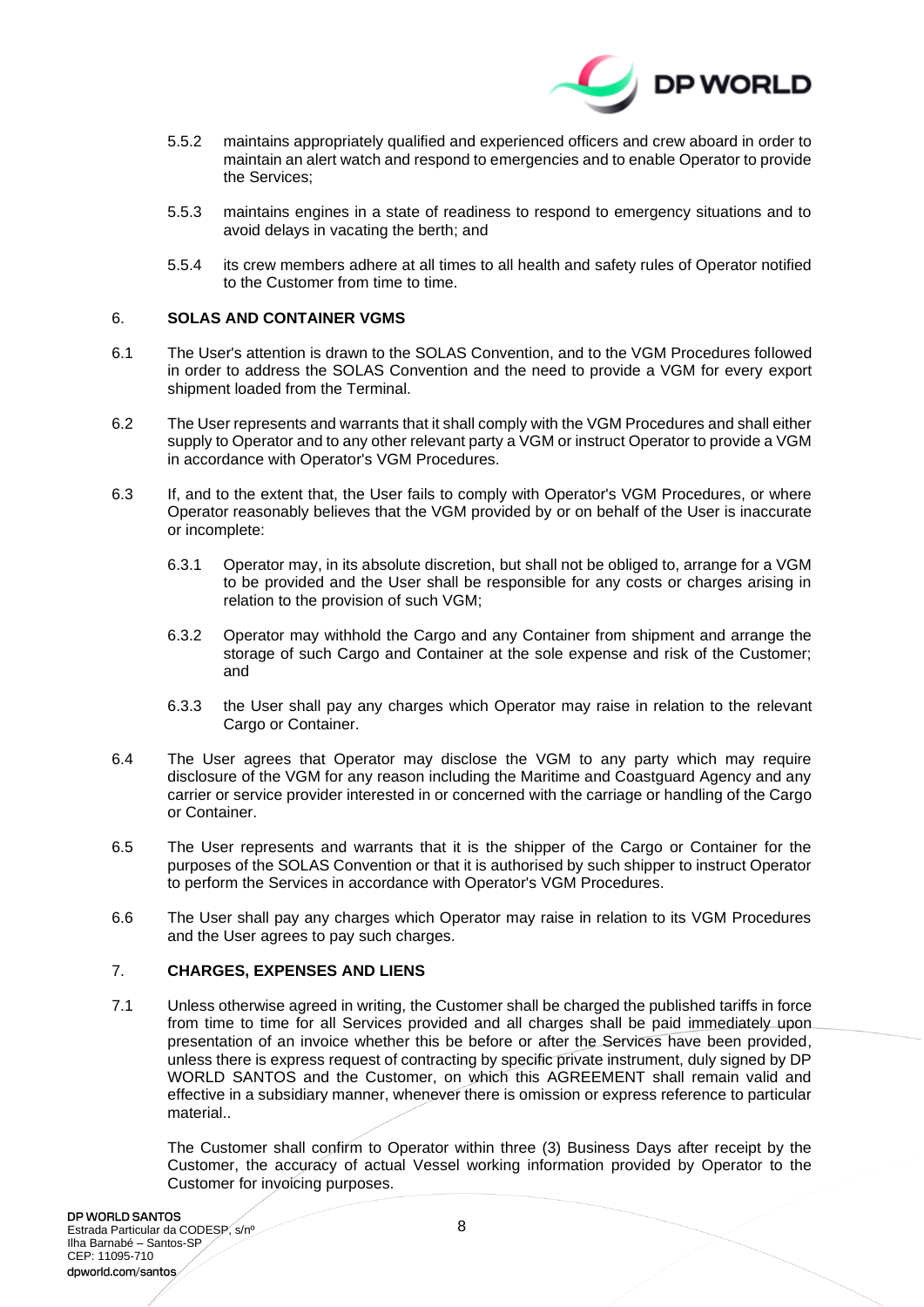5.5.2 maintains appropriately qualified and experienced officers and crew aboard in order to maintain an alert watch and respond to emergencies and to enable Operator to provide the Services;

5.5.3 maintains engines in a state of readiness to respond to emergency situations and to avoid delays in vacating the berth; and

5.5.4 its crew members adhere at all times to all health and safety rules of Operator notified to the Customer from time to time.

## 6. SOLAS AND CONTAINER VGMS

6.1 The User's attention is drawn to the SOLAS Convention, and to the VGM Procedures followed in order to address the SOLAS Convention and the need to provide a VGM for every export shipment loaded from the Terminal.

6.2 The User represents and warrants that it shall comply with the VGM Procedures and shall either supply to Operator and to any other relevant party a VGM or instruct Operator to provide a VGM in accordance with Operator's VGM Procedures.

6.3 If, and to the extent that, the User fails to comply with Operator's VGM Procedures, or where Operator reasonably believes that the VGM provided by or on behalf of the User is inaccurate or incomplete:

6.3.1 Operator may, in its absolute discretion, but shall not be obliged to, arrange for a VGM to be provided and the User shall be responsible for any costs or charges arising in relation to the provision of such VGM;

6.3.2 Operator may withhold the Cargo and any Container from shipment and arrange the storage of such Cargo and Container at the sole expense and risk of the Customer; and

6.3.3 the User shall pay any charges which Operator may raise in relation to the relevant Cargo or Container.

6.4 The User agrees that Operator may disclose the VGM to any party which may require disclosure of the VGM for any reason including the Maritime and Coastguard Agency and any carrier or service provider interested in or concerned with the carriage or handling of the Cargo or Container.

6.5 The User represents and warrants that it is the shipper of the Cargo or Container for the purposes of the SOLAS Convention or that it is authorised by such shipper to instruct Operator to perform the Services in accordance with Operator's VGM Procedures.

6.6 The User shall pay any charges which Operator may raise in relation to its VGM Procedures and the User agrees to pay such charges.

## 7. CHARGES, EXPENSES AND LIENS

7.1 Unless otherwise agreed in writing, the Customer shall be charged the published tariffs in force from time to time for all Services provided and all charges shall be paid immediately upon presentation of an invoice whether this be before or after the Services have been provided, unless there is express request of contracting by specific private instrument, duly signed by DP WORLD SANTOS and the Customer, on which this AGREEMENT shall remain valid and effective in a subsidiary manner, whenever there is omission or express reference to particular material..

The Customer shall confirm to Operator within three (3) Business Days after receipt by the Customer, the accuracy of actual Vessel working information provided by Operator to the Customer for invoicing purposes.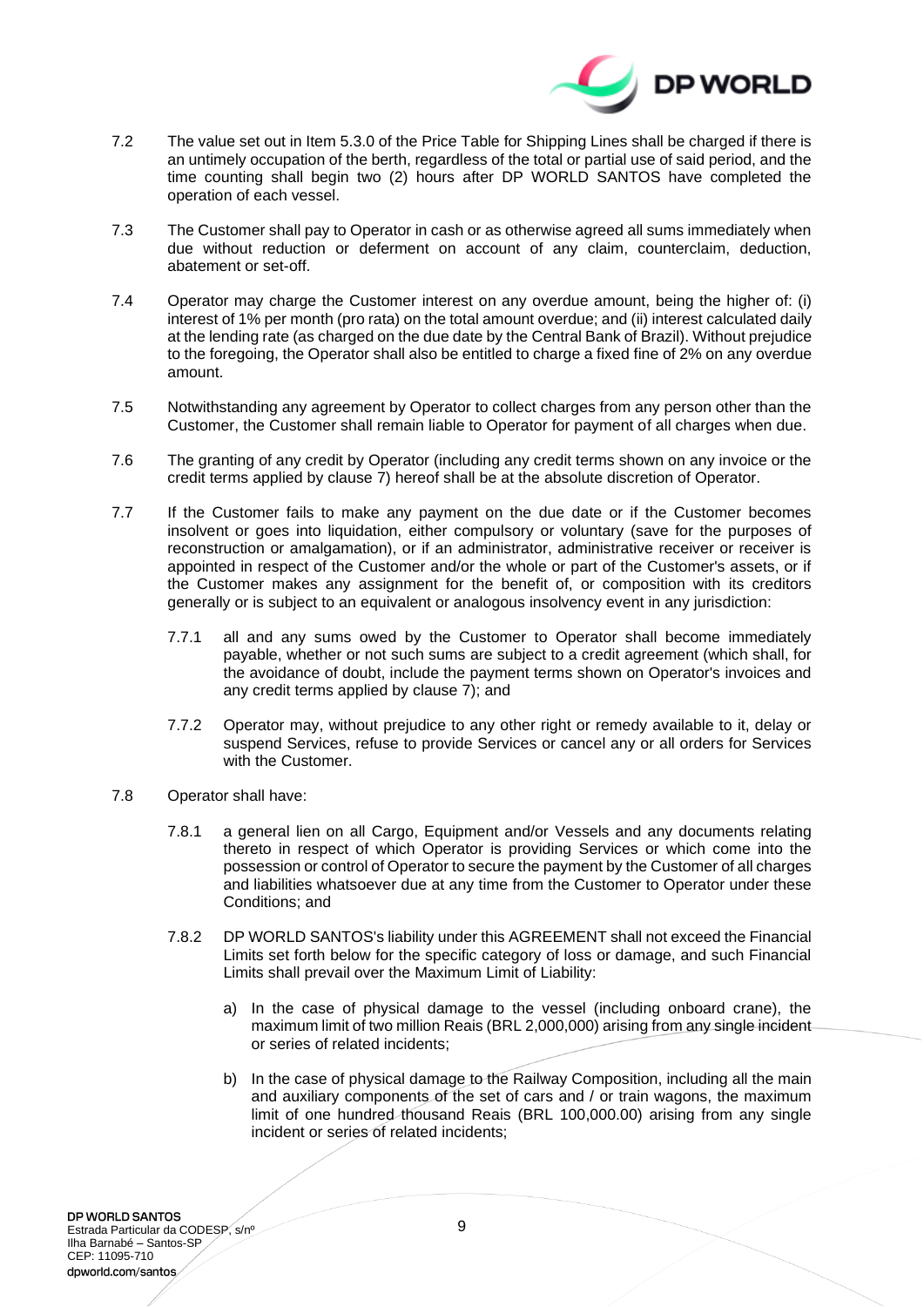7.2 The value set out in Item 5.3.0 of the Price Table for Shipping Lines shall be charged if there is an untimely occupation of the berth, regardless of the total or partial use of said period, and the time counting shall begin two (2) hours after DP WORLD SANTOS have completed the operation of each vessel.

7.3 The Customer shall pay to Operator in cash or as otherwise agreed all sums immediately when due without reduction or deferment on account of any claim, counterclaim, deduction, abatement or set-off.

7.4 Operator may charge the Customer interest on any overdue amount, being the higher of: (i) interest of 1% per month (pro rata) on the total amount overdue; and (ii) interest calculated daily at the lending rate (as charged on the due date by the Central Bank of Brazil). Without prejudice to the foregoing, the Operator shall also be entitled to charge a fixed fine of 2% on any overdue amount.

7.5 Notwithstanding any agreement by Operator to collect charges from any person other than the Customer, the Customer shall remain liable to Operator for payment of all charges when due.

7.6 The granting of any credit by Operator (including any credit terms shown on any invoice or the credit terms applied by clause 7) hereof shall be at the absolute discretion of Operator.

7.7 If the Customer fails to make any payment on the due date or if the Customer becomes insolvent or goes into liquidation, either compulsory or voluntary (save for the purposes of reconstruction or amalgamation), or if an administrator, administrative receiver or receiver is appointed in respect of the Customer and/or the whole or part of the Customer's assets, or if the Customer makes any assignment for the benefit of, or composition with its creditors generally or is subject to an equivalent or analogous insolvency event in any jurisdiction:

  7.7.1 all and any sums owed by the Customer to Operator shall become immediately payable, whether or not such sums are subject to a credit agreement (which shall, for the avoidance of doubt, include the payment terms shown on Operator's invoices and any credit terms applied by clause 7); and

  7.7.2 Operator may, without prejudice to any other right or remedy available to it, delay or suspend Services, refuse to provide Services or cancel any or all orders for Services with the Customer.

7.8 Operator shall have:

  7.8.1 a general lien on all Cargo, Equipment and/or Vessels and any documents relating thereto in respect of which Operator is providing Services or which come into the possession or control of Operator to secure the payment by the Customer of all charges and liabilities whatsoever due at any time from the Customer to Operator under these Conditions; and

  7.8.2 DP WORLD SANTOS's liability under this AGREEMENT shall not exceed the Financial Limits set forth below for the specific category of loss or damage, and such Financial Limits shall prevail over the Maximum Limit of Liability:

    a) In the case of physical damage to the vessel (including onboard crane), the maximum limit of two million Reais (BRL 2,000,000) arising from any single incident or series of related incidents;

    b) In the case of physical damage to the Railway Composition, including all the main and auxiliary components of the set of cars and / or train wagons, the maximum limit of one hundred thousand Reais (BRL 100,000.00) arising from any single incident or series of related incidents;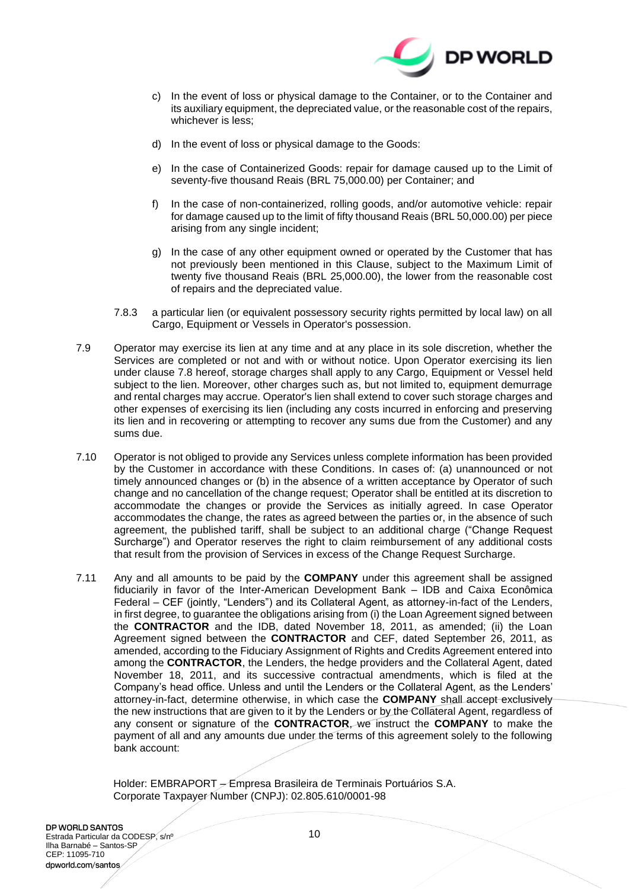c) In the event of loss or physical damage to the Container, or to the Container and its auxiliary equipment, the depreciated value, or the reasonable cost of the repairs, whichever is less;

d) In the event of loss or physical damage to the Goods:

e) In the case of Containerized Goods: repair for damage caused up to the Limit of seventy-five thousand Reais (BRL 75,000.00) per Container; and

f) In the case of non-containerized, rolling goods, and/or automotive vehicle: repair for damage caused up to the limit of fifty thousand Reais (BRL 50,000.00) per piece arising from any single incident;

g) In the case of any other equipment owned or operated by the Customer that has not previously been mentioned in this Clause, subject to the Maximum Limit of twenty five thousand Reais (BRL 25,000.00), the lower from the reasonable cost of repairs and the depreciated value.

7.8.3 a particular lien (or equivalent possessory security rights permitted by local law) on all Cargo, Equipment or Vessels in Operator's possession.

7.9 Operator may exercise its lien at any time and at any place in its sole discretion, whether the Services are completed or not and with or without notice. Upon Operator exercising its lien under clause 7.8 hereof, storage charges shall apply to any Cargo, Equipment or Vessel held subject to the lien. Moreover, other charges such as, but not limited to, equipment demurrage and rental charges may accrue. Operator's lien shall extend to cover such storage charges and other expenses of exercising its lien (including any costs incurred in enforcing and preserving its lien and in recovering or attempting to recover any sums due from the Customer) and any sums due.

7.10 Operator is not obliged to provide any Services unless complete information has been provided by the Customer in accordance with these Conditions. In cases of: (a) unannounced or not timely announced changes or (b) in the absence of a written acceptance by Operator of such change and no cancellation of the change request; Operator shall be entitled at its discretion to accommodate the changes or provide the Services as initially agreed. In case Operator accommodates the change, the rates as agreed between the parties or, in the absence of such agreement, the published tariff, shall be subject to an additional charge ("Change Request Surcharge") and Operator reserves the right to claim reimbursement of any additional costs that result from the provision of Services in excess of the Change Request Surcharge.

7.11 Any and all amounts to be paid by the **COMPANY** under this agreement shall be assigned fiduciarily in favor of the Inter-American Development Bank – IDB and Caixa Econômica Federal – CEF (jointly, "Lenders") and its Collateral Agent, as attorney-in-fact of the Lenders, in first degree, to guarantee the obligations arising from (i) the Loan Agreement signed between the **CONTRACTOR** and the IDB, dated November 18, 2011, as amended; (ii) the Loan Agreement signed between the **CONTRACTOR** and CEF, dated September 26, 2011, as amended, according to the Fiduciary Assignment of Rights and Credits Agreement entered into among the **CONTRACTOR**, the Lenders, the hedge providers and the Collateral Agent, dated November 18, 2011, and its successive contractual amendments, which is filed at the Company's head office. Unless and until the Lenders or the Collateral Agent, as the Lenders' attorney-in-fact, determine otherwise, in which case the **COMPANY** shall accept exclusively the new instructions that are given to it by the Lenders or by the Collateral Agent, regardless of any consent or signature of the **CONTRACTOR**, we instruct the **COMPANY** to make the payment of all and any amounts due under the terms of this agreement solely to the following bank account:

Holder: EMBRAPORT – Empresa Brasileira de Terminais Portuários S.A.
Corporate Taxpayer Number (CNPJ): 02.805.610/0001-98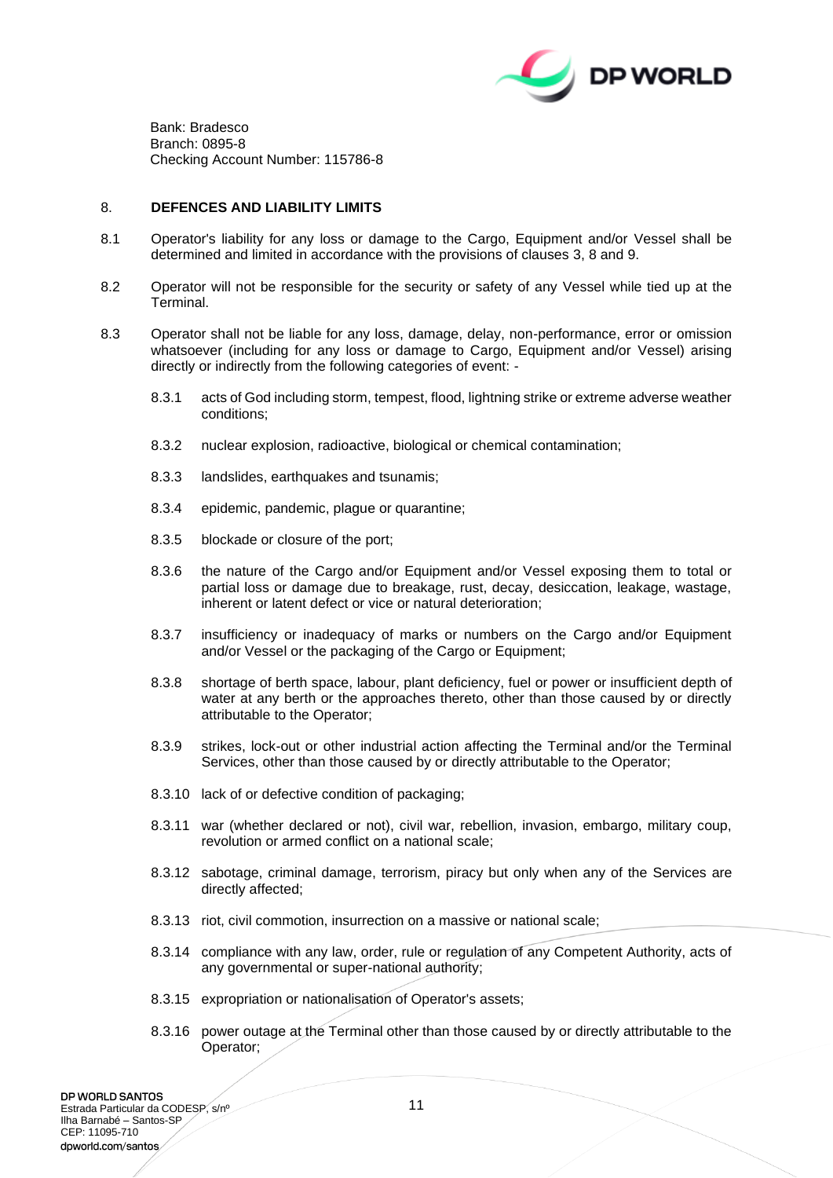Bank: Bradesco
Branch: 0895-8
Checking Account Number: 115786-8

## 8. DEFENCES AND LIABILITY LIMITS

8.1 Operator's liability for any loss or damage to the Cargo, Equipment and/or Vessel shall be determined and limited in accordance with the provisions of clauses 3, 8 and 9.

8.2 Operator will not be responsible for the security or safety of any Vessel while tied up at the Terminal.

8.3 Operator shall not be liable for any loss, damage, delay, non-performance, error or omission whatsoever (including for any loss or damage to Cargo, Equipment and/or Vessel) arising directly or indirectly from the following categories of event: -

8.3.1 acts of God including storm, tempest, flood, lightning strike or extreme adverse weather conditions;

8.3.2 nuclear explosion, radioactive, biological or chemical contamination;

8.3.3 landslides, earthquakes and tsunamis;

8.3.4 epidemic, pandemic, plague or quarantine;

8.3.5 blockade or closure of the port;

8.3.6 the nature of the Cargo and/or Equipment and/or Vessel exposing them to total or partial loss or damage due to breakage, rust, decay, desiccation, leakage, wastage, inherent or latent defect or vice or natural deterioration;

8.3.7 insufficiency or inadequacy of marks or numbers on the Cargo and/or Equipment and/or Vessel or the packaging of the Cargo or Equipment;

8.3.8 shortage of berth space, labour, plant deficiency, fuel or power or insufficient depth of water at any berth or the approaches thereto, other than those caused by or directly attributable to the Operator;

8.3.9 strikes, lock-out or other industrial action affecting the Terminal and/or the Terminal Services, other than those caused by or directly attributable to the Operator;

8.3.10 lack of or defective condition of packaging;

8.3.11 war (whether declared or not), civil war, rebellion, invasion, embargo, military coup, revolution or armed conflict on a national scale;

8.3.12 sabotage, criminal damage, terrorism, piracy but only when any of the Services are directly affected;

8.3.13 riot, civil commotion, insurrection on a massive or national scale;

8.3.14 compliance with any law, order, rule or regulation of any Competent Authority, acts of any governmental or super-national authority;

8.3.15 expropriation or nationalisation of Operator's assets;

8.3.16 power outage at the Terminal other than those caused by or directly attributable to the Operator;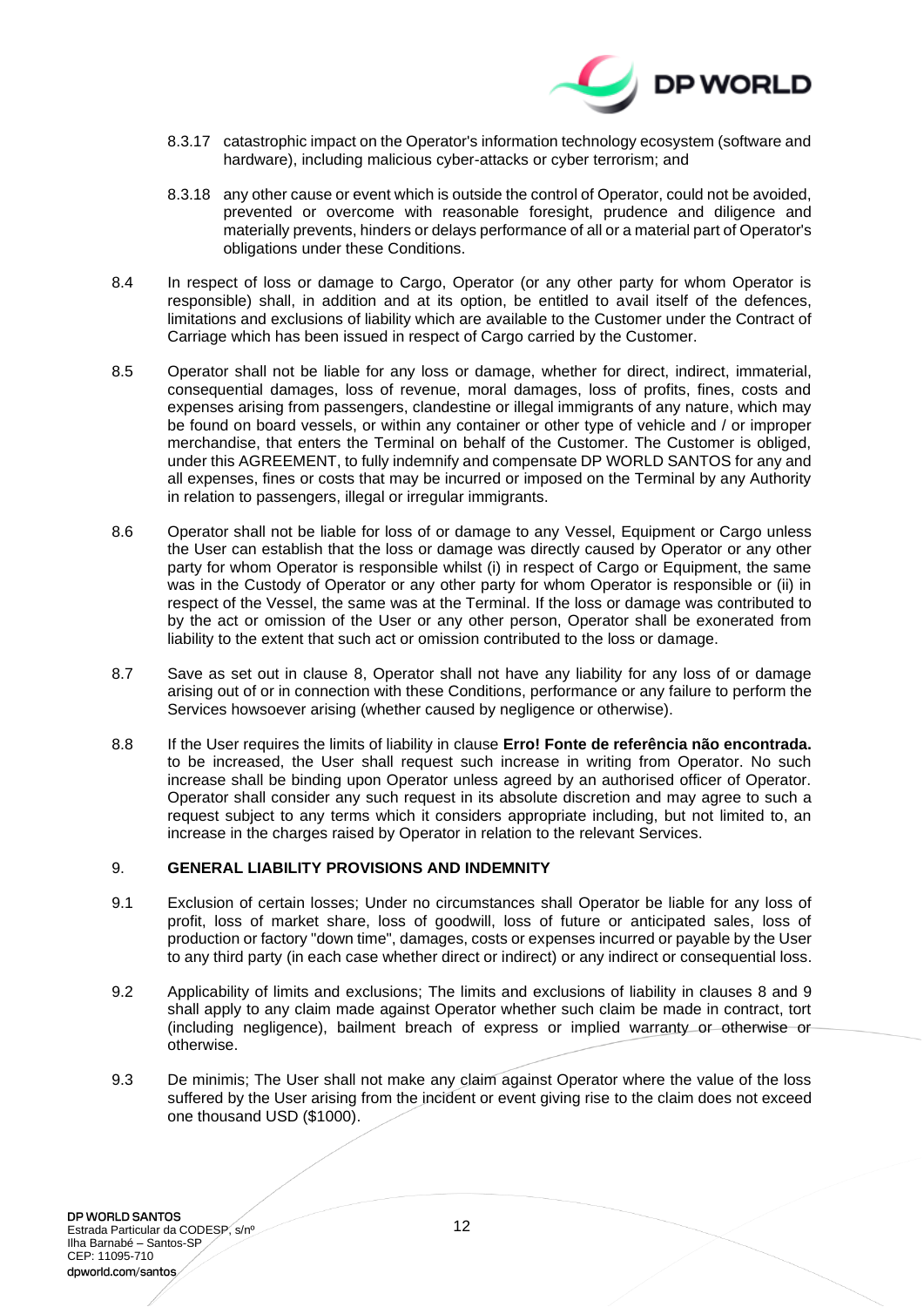8.3.17 catastrophic impact on the Operator's information technology ecosystem (software and hardware), including malicious cyber-attacks or cyber terrorism; and

8.3.18 any other cause or event which is outside the control of Operator, could not be avoided, prevented or overcome with reasonable foresight, prudence and diligence and materially prevents, hinders or delays performance of all or a material part of Operator's obligations under these Conditions.

8.4 In respect of loss or damage to Cargo, Operator (or any other party for whom Operator is responsible) shall, in addition and at its option, be entitled to avail itself of the defences, limitations and exclusions of liability which are available to the Customer under the Contract of Carriage which has been issued in respect of Cargo carried by the Customer.

8.5 Operator shall not be liable for any loss or damage, whether for direct, indirect, immaterial, consequential damages, loss of revenue, moral damages, loss of profits, fines, costs and expenses arising from passengers, clandestine or illegal immigrants of any nature, which may be found on board vessels, or within any container or other type of vehicle and / or improper merchandise, that enters the Terminal on behalf of the Customer. The Customer is obliged, under this AGREEMENT, to fully indemnify and compensate DP WORLD SANTOS for any and all expenses, fines or costs that may be incurred or imposed on the Terminal by any Authority in relation to passengers, illegal or irregular immigrants.

8.6 Operator shall not be liable for loss of or damage to any Vessel, Equipment or Cargo unless the User can establish that the loss or damage was directly caused by Operator or any other party for whom Operator is responsible (i) in respect of Cargo or Equipment, the same was in the Custody of Operator or any other party for whom Operator is responsible or (ii) in respect of the Vessel, the same was at the Terminal. If the loss or damage was contributed to by the act or omission of the User or any other person, Operator shall be exonerated from liability to the extent that such act or omission contributed to the loss or damage.

8.7 Save as set out in clause 8, Operator shall not have any liability for any loss of or damage arising out of or in connection with these Conditions, performance or any failure to perform the Services howsoever arising (whether caused by negligence or otherwise).

8.8 If the User requires the limits of liability in clause **Erro! Fonte de referência não encontrada.** to be increased, the User shall request such increase in writing from Operator. No such increase shall be binding upon Operator unless agreed by an authorised officer of Operator. Operator shall consider any such request in its absolute discretion and may agree to such a request subject to any terms which it considers appropriate including, but not limited to, an increase in the charges raised by Operator in relation to the relevant Services.

## 9. GENERAL LIABILITY PROVISIONS AND INDEMNITY

9.1 Exclusion of certain losses; Under no circumstances shall Operator be liable for any loss of profit, loss of market share, loss of goodwill, loss of future or anticipated sales, loss of production or factory "down time", damages, costs or expenses incurred or payable by the User to any third party (in each case whether direct or indirect) or any indirect or consequential loss.

9.2 Applicability of limits and exclusions; The limits and exclusions of liability in clauses 8 and 9 shall apply to any claim made against Operator whether such claim be made in contract, tort (including negligence), bailment breach of express or implied warranty or otherwise or otherwise.

9.3 De minimis; The User shall not make any claim against Operator where the value of the loss suffered by the User arising from the incident or event giving rise to the claim does not exceed one thousand USD ($1000).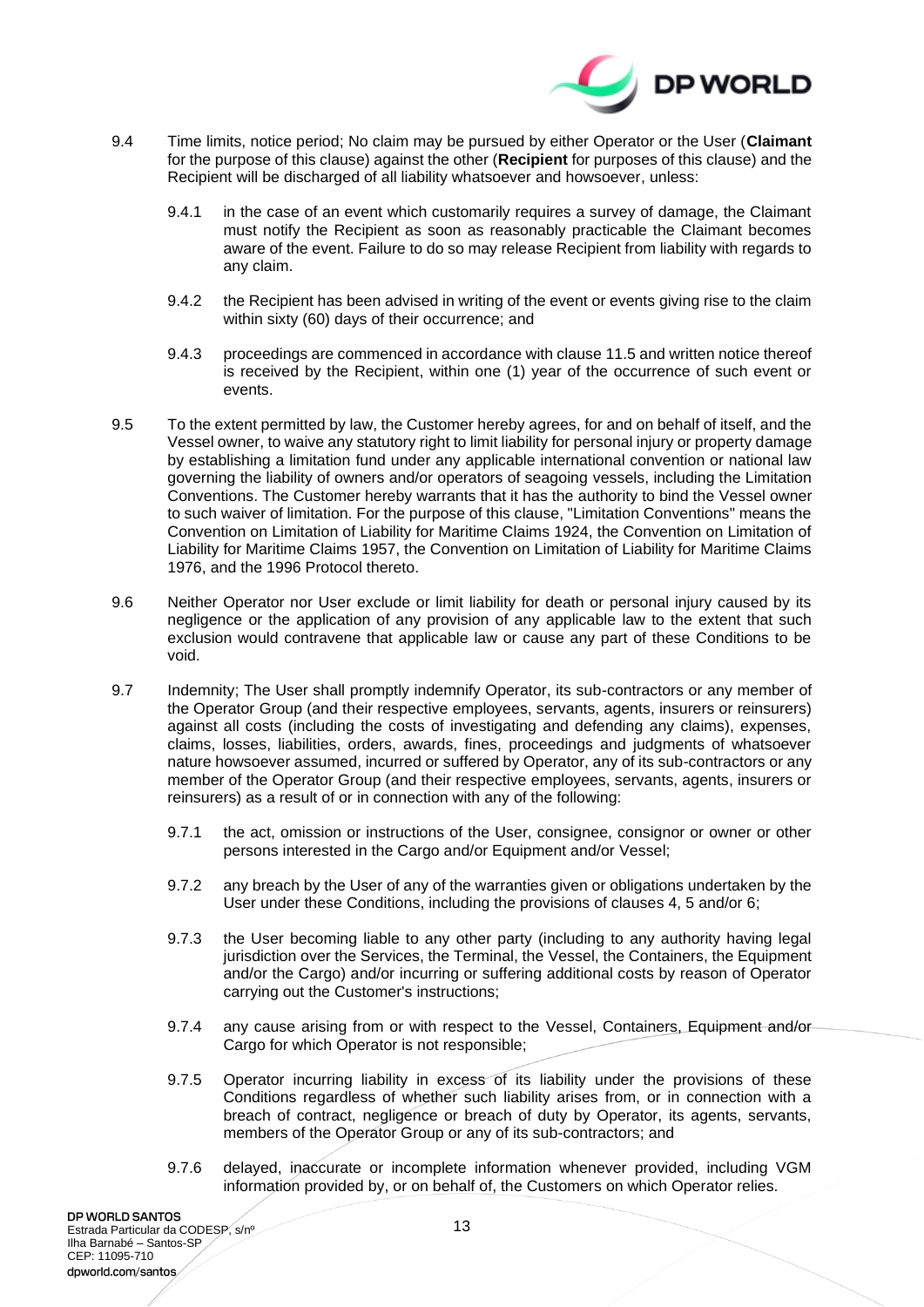9.4 Time limits, notice period; No claim may be pursued by either Operator or the User (**Claimant** for the purpose of this clause) against the other (**Recipient** for purposes of this clause) and the Recipient will be discharged of all liability whatsoever and howsoever, unless:

9.4.1 in the case of an event which customarily requires a survey of damage, the Claimant must notify the Recipient as soon as reasonably practicable the Claimant becomes aware of the event. Failure to do so may release Recipient from liability with regards to any claim.

9.4.2 the Recipient has been advised in writing of the event or events giving rise to the claim within sixty (60) days of their occurrence; and

9.4.3 proceedings are commenced in accordance with clause 11.5 and written notice thereof is received by the Recipient, within one (1) year of the occurrence of such event or events.

9.5 To the extent permitted by law, the Customer hereby agrees, for and on behalf of itself, and the Vessel owner, to waive any statutory right to limit liability for personal injury or property damage by establishing a limitation fund under any applicable international convention or national law governing the liability of owners and/or operators of seagoing vessels, including the Limitation Conventions. The Customer hereby warrants that it has the authority to bind the Vessel owner to such waiver of limitation. For the purpose of this clause, "Limitation Conventions" means the Convention on Limitation of Liability for Maritime Claims 1924, the Convention on Limitation of Liability for Maritime Claims 1957, the Convention on Limitation of Liability for Maritime Claims 1976, and the 1996 Protocol thereto.

9.6 Neither Operator nor User exclude or limit liability for death or personal injury caused by its negligence or the application of any provision of any applicable law to the extent that such exclusion would contravene that applicable law or cause any part of these Conditions to be void.

9.7 Indemnity; The User shall promptly indemnify Operator, its sub-contractors or any member of the Operator Group (and their respective employees, servants, agents, insurers or reinsurers) against all costs (including the costs of investigating and defending any claims), expenses, claims, losses, liabilities, orders, awards, fines, proceedings and judgments of whatsoever nature howsoever assumed, incurred or suffered by Operator, any of its sub-contractors or any member of the Operator Group (and their respective employees, servants, agents, insurers or reinsurers) as a result of or in connection with any of the following:

9.7.1 the act, omission or instructions of the User, consignee, consignor or owner or other persons interested in the Cargo and/or Equipment and/or Vessel;

9.7.2 any breach by the User of any of the warranties given or obligations undertaken by the User under these Conditions, including the provisions of clauses 4, 5 and/or 6;

9.7.3 the User becoming liable to any other party (including to any authority having legal jurisdiction over the Services, the Terminal, the Vessel, the Containers, the Equipment and/or the Cargo) and/or incurring or suffering additional costs by reason of Operator carrying out the Customer's instructions;

9.7.4 any cause arising from or with respect to the Vessel, Containers, Equipment and/or Cargo for which Operator is not responsible;

9.7.5 Operator incurring liability in excess of its liability under the provisions of these Conditions regardless of whether such liability arises from, or in connection with a breach of contract, negligence or breach of duty by Operator, its agents, servants, members of the Operator Group or any of its sub-contractors; and

9.7.6 delayed, inaccurate or incomplete information whenever provided, including VGM information provided by, or on behalf of, the Customers on which Operator relies.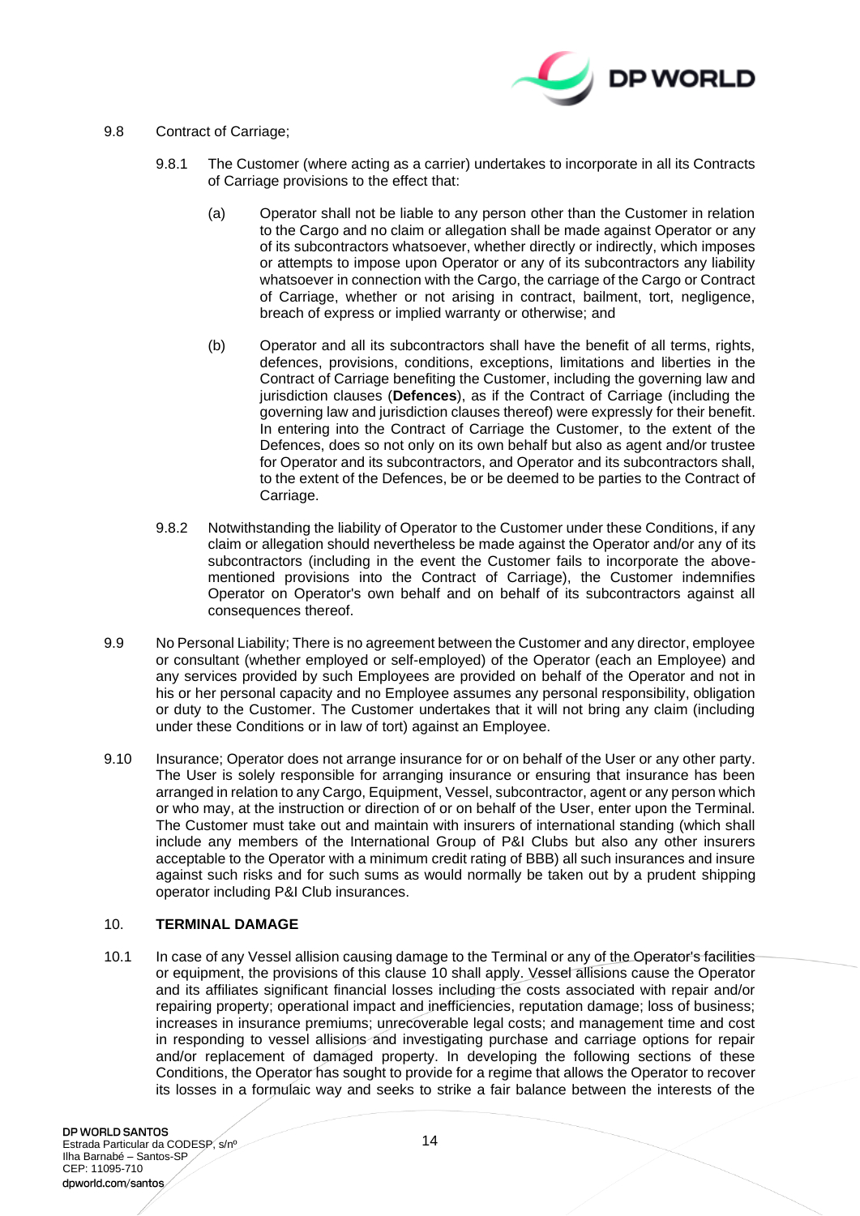9.8 Contract of Carriage;

9.8.1 The Customer (where acting as a carrier) undertakes to incorporate in all its Contracts of Carriage provisions to the effect that:

(a) Operator shall not be liable to any person other than the Customer in relation to the Cargo and no claim or allegation shall be made against Operator or any of its subcontractors whatsoever, whether directly or indirectly, which imposes or attempts to impose upon Operator or any of its subcontractors any liability whatsoever in connection with the Cargo, the carriage of the Cargo or Contract of Carriage, whether or not arising in contract, bailment, tort, negligence, breach of express or implied warranty or otherwise; and

(b) Operator and all its subcontractors shall have the benefit of all terms, rights, defences, provisions, conditions, exceptions, limitations and liberties in the Contract of Carriage benefiting the Customer, including the governing law and jurisdiction clauses (**Defences**), as if the Contract of Carriage (including the governing law and jurisdiction clauses thereof) were expressly for their benefit. In entering into the Contract of Carriage the Customer, to the extent of the Defences, does so not only on its own behalf but also as agent and/or trustee for Operator and its subcontractors, and Operator and its subcontractors shall, to the extent of the Defences, be or be deemed to be parties to the Contract of Carriage.

9.8.2 Notwithstanding the liability of Operator to the Customer under these Conditions, if any claim or allegation should nevertheless be made against the Operator and/or any of its subcontractors (including in the event the Customer fails to incorporate the above-mentioned provisions into the Contract of Carriage), the Customer indemnifies Operator on Operator's own behalf and on behalf of its subcontractors against all consequences thereof.

9.9 No Personal Liability; There is no agreement between the Customer and any director, employee or consultant (whether employed or self-employed) of the Operator (each an Employee) and any services provided by such Employees are provided on behalf of the Operator and not in his or her personal capacity and no Employee assumes any personal responsibility, obligation or duty to the Customer. The Customer undertakes that it will not bring any claim (including under these Conditions or in law of tort) against an Employee.

9.10 Insurance; Operator does not arrange insurance for or on behalf of the User or any other party. The User is solely responsible for arranging insurance or ensuring that insurance has been arranged in relation to any Cargo, Equipment, Vessel, subcontractor, agent or any person which or who may, at the instruction or direction of or on behalf of the User, enter upon the Terminal. The Customer must take out and maintain with insurers of international standing (which shall include any members of the International Group of P&I Clubs but also any other insurers acceptable to the Operator with a minimum credit rating of BBB) all such insurances and insure against such risks and for such sums as would normally be taken out by a prudent shipping operator including P&I Club insurances.

## 10. TERMINAL DAMAGE

10.1 In case of any Vessel allision causing damage to the Terminal or any of the Operator's facilities or equipment, the provisions of this clause 10 shall apply. Vessel allisions cause the Operator and its affiliates significant financial losses including the costs associated with repair and/or repairing property; operational impact and inefficiencies, reputation damage; loss of business; increases in insurance premiums; unrecoverable legal costs; and management time and cost in responding to vessel allisions and investigating purchase and carriage options for repair and/or replacement of damaged property. In developing the following sections of these Conditions, the Operator has sought to provide for a regime that allows the Operator to recover its losses in a formulaic way and seeks to strike a fair balance between the interests of the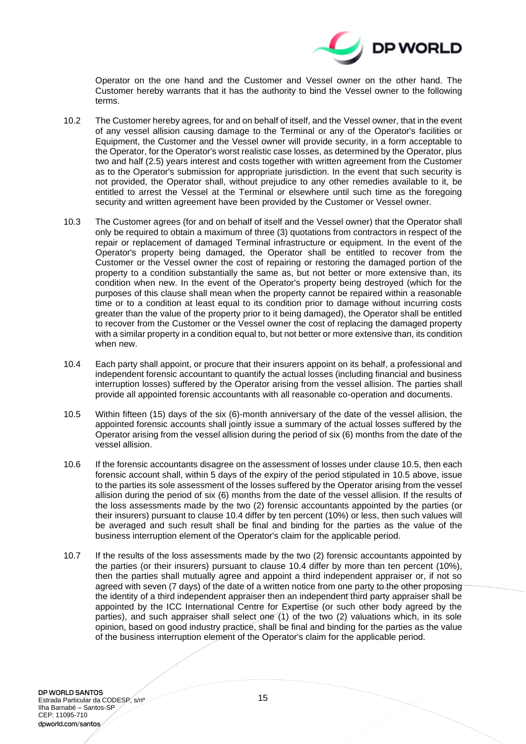Operator on the one hand and the Customer and Vessel owner on the other hand. The Customer hereby warrants that it has the authority to bind the Vessel owner to the following terms.

10.2 The Customer hereby agrees, for and on behalf of itself, and the Vessel owner, that in the event of any vessel allision causing damage to the Terminal or any of the Operator's facilities or Equipment, the Customer and the Vessel owner will provide security, in a form acceptable to the Operator, for the Operator's worst realistic case losses, as determined by the Operator, plus two and half (2.5) years interest and costs together with written agreement from the Customer as to the Operator's submission for appropriate jurisdiction. In the event that such security is not provided, the Operator shall, without prejudice to any other remedies available to it, be entitled to arrest the Vessel at the Terminal or elsewhere until such time as the foregoing security and written agreement have been provided by the Customer or Vessel owner.

10.3 The Customer agrees (for and on behalf of itself and the Vessel owner) that the Operator shall only be required to obtain a maximum of three (3) quotations from contractors in respect of the repair or replacement of damaged Terminal infrastructure or equipment. In the event of the Operator's property being damaged, the Operator shall be entitled to recover from the Customer or the Vessel owner the cost of repairing or restoring the damaged portion of the property to a condition substantially the same as, but not better or more extensive than, its condition when new. In the event of the Operator's property being destroyed (which for the purposes of this clause shall mean when the property cannot be repaired within a reasonable time or to a condition at least equal to its condition prior to damage without incurring costs greater than the value of the property prior to it being damaged), the Operator shall be entitled to recover from the Customer or the Vessel owner the cost of replacing the damaged property with a similar property in a condition equal to, but not better or more extensive than, its condition when new.

10.4 Each party shall appoint, or procure that their insurers appoint on its behalf, a professional and independent forensic accountant to quantify the actual losses (including financial and business interruption losses) suffered by the Operator arising from the vessel allision. The parties shall provide all appointed forensic accountants with all reasonable co-operation and documents.

10.5 Within fifteen (15) days of the six (6)-month anniversary of the date of the vessel allision, the appointed forensic accounts shall jointly issue a summary of the actual losses suffered by the Operator arising from the vessel allision during the period of six (6) months from the date of the vessel allision.

10.6 If the forensic accountants disagree on the assessment of losses under clause 10.5, then each forensic account shall, within 5 days of the expiry of the period stipulated in 10.5 above, issue to the parties its sole assessment of the losses suffered by the Operator arising from the vessel allision during the period of six (6) months from the date of the vessel allision. If the results of the loss assessments made by the two (2) forensic accountants appointed by the parties (or their insurers) pursuant to clause 10.4 differ by ten percent (10%) or less, then such values will be averaged and such result shall be final and binding for the parties as the value of the business interruption element of the Operator's claim for the applicable period.

10.7 If the results of the loss assessments made by the two (2) forensic accountants appointed by the parties (or their insurers) pursuant to clause 10.4 differ by more than ten percent (10%), then the parties shall mutually agree and appoint a third independent appraiser or, if not so agreed with seven (7 days) of the date of a written notice from one party to the other proposing the identity of a third independent appraiser then an independent third party appraiser shall be appointed by the ICC International Centre for Expertise (or such other body agreed by the parties), and such appraiser shall select one (1) of the two (2) valuations which, in its sole opinion, based on good industry practice, shall be final and binding for the parties as the value of the business interruption element of the Operator's claim for the applicable period.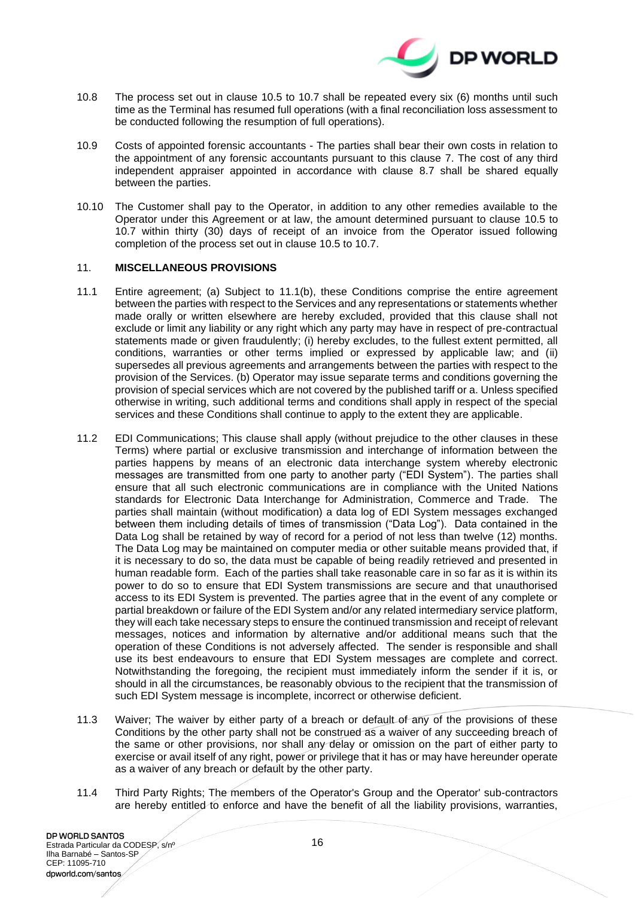10.8 The process set out in clause 10.5 to 10.7 shall be repeated every six (6) months until such time as the Terminal has resumed full operations (with a final reconciliation loss assessment to be conducted following the resumption of full operations).

10.9 Costs of appointed forensic accountants - The parties shall bear their own costs in relation to the appointment of any forensic accountants pursuant to this clause 7. The cost of any third independent appraiser appointed in accordance with clause 8.7 shall be shared equally between the parties.

10.10 The Customer shall pay to the Operator, in addition to any other remedies available to the Operator under this Agreement or at law, the amount determined pursuant to clause 10.5 to 10.7 within thirty (30) days of receipt of an invoice from the Operator issued following completion of the process set out in clause 10.5 to 10.7.

## 11. MISCELLANEOUS PROVISIONS

11.1 Entire agreement; (a) Subject to 11.1(b), these Conditions comprise the entire agreement between the parties with respect to the Services and any representations or statements whether made orally or written elsewhere are hereby excluded, provided that this clause shall not exclude or limit any liability or any right which any party may have in respect of pre-contractual statements made or given fraudulently; (i) hereby excludes, to the fullest extent permitted, all conditions, warranties or other terms implied or expressed by applicable law; and (ii) supersedes all previous agreements and arrangements between the parties with respect to the provision of the Services. (b) Operator may issue separate terms and conditions governing the provision of special services which are not covered by the published tariff or a. Unless specified otherwise in writing, such additional terms and conditions shall apply in respect of the special services and these Conditions shall continue to apply to the extent they are applicable.

11.2 EDI Communications; This clause shall apply (without prejudice to the other clauses in these Terms) where partial or exclusive transmission and interchange of information between the parties happens by means of an electronic data interchange system whereby electronic messages are transmitted from one party to another party ("EDI System"). The parties shall ensure that all such electronic communications are in compliance with the United Nations standards for Electronic Data Interchange for Administration, Commerce and Trade. The parties shall maintain (without modification) a data log of EDI System messages exchanged between them including details of times of transmission ("Data Log"). Data contained in the Data Log shall be retained by way of record for a period of not less than twelve (12) months. The Data Log may be maintained on computer media or other suitable means provided that, if it is necessary to do so, the data must be capable of being readily retrieved and presented in human readable form. Each of the parties shall take reasonable care in so far as it is within its power to do so to ensure that EDI System transmissions are secure and that unauthorised access to its EDI System is prevented. The parties agree that in the event of any complete or partial breakdown or failure of the EDI System and/or any related intermediary service platform, they will each take necessary steps to ensure the continued transmission and receipt of relevant messages, notices and information by alternative and/or additional means such that the operation of these Conditions is not adversely affected. The sender is responsible and shall use its best endeavours to ensure that EDI System messages are complete and correct. Notwithstanding the foregoing, the recipient must immediately inform the sender if it is, or should in all the circumstances, be reasonably obvious to the recipient that the transmission of such EDI System message is incomplete, incorrect or otherwise deficient.

11.3 Waiver; The waiver by either party of a breach or default of any of the provisions of these Conditions by the other party shall not be construed as a waiver of any succeeding breach of the same or other provisions, nor shall any delay or omission on the part of either party to exercise or avail itself of any right, power or privilege that it has or may have hereunder operate as a waiver of any breach or default by the other party.

11.4 Third Party Rights; The members of the Operator's Group and the Operator' sub-contractors are hereby entitled to enforce and have the benefit of all the liability provisions, warranties,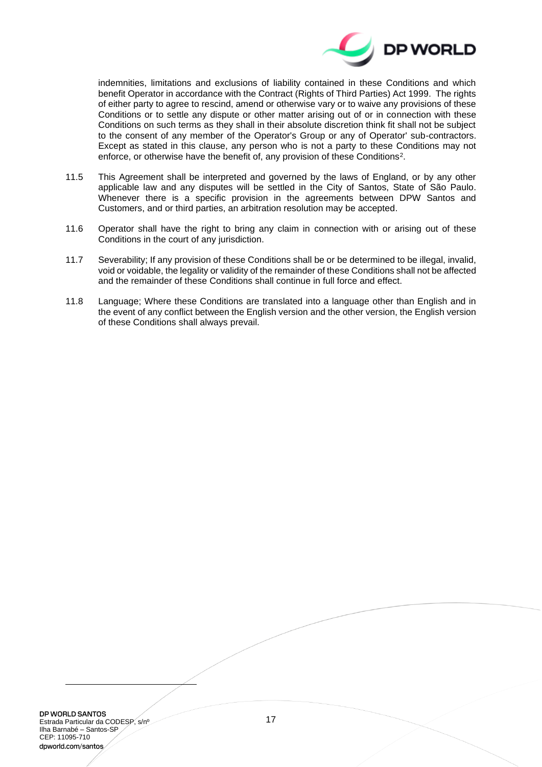indemnities, limitations and exclusions of liability contained in these Conditions and which benefit Operator in accordance with the Contract (Rights of Third Parties) Act 1999. The rights of either party to agree to rescind, amend or otherwise vary or to waive any provisions of these Conditions or to settle any dispute or other matter arising out of or in connection with these Conditions on such terms as they shall in their absolute discretion think fit shall not be subject to the consent of any member of the Operator's Group or any of Operator' sub-contractors. Except as stated in this clause, any person who is not a party to these Conditions may not enforce, or otherwise have the benefit of, any provision of these Conditions[2].

11.5 This Agreement shall be interpreted and governed by the laws of England, or by any other applicable law and any disputes will be settled in the City of Santos, State of São Paulo. Whenever there is a specific provision in the agreements between DPW Santos and Customers, and or third parties, an arbitration resolution may be accepted.

11.6 Operator shall have the right to bring any claim in connection with or arising out of these Conditions in the court of any jurisdiction.

11.7 Severability; If any provision of these Conditions shall be or be determined to be illegal, invalid, void or voidable, the legality or validity of the remainder of these Conditions shall not be affected and the remainder of these Conditions shall continue in full force and effect.

11.8 Language; Where these Conditions are translated into a language other than English and in the event of any conflict between the English version and the other version, the English version of these Conditions shall always prevail.

**DP WORLD SANTOS**
Estrada Particular da CODESP, s/nº
Ilha Barnabé – Santos-SP
CEP: 11095-710
dpworld.com/santos